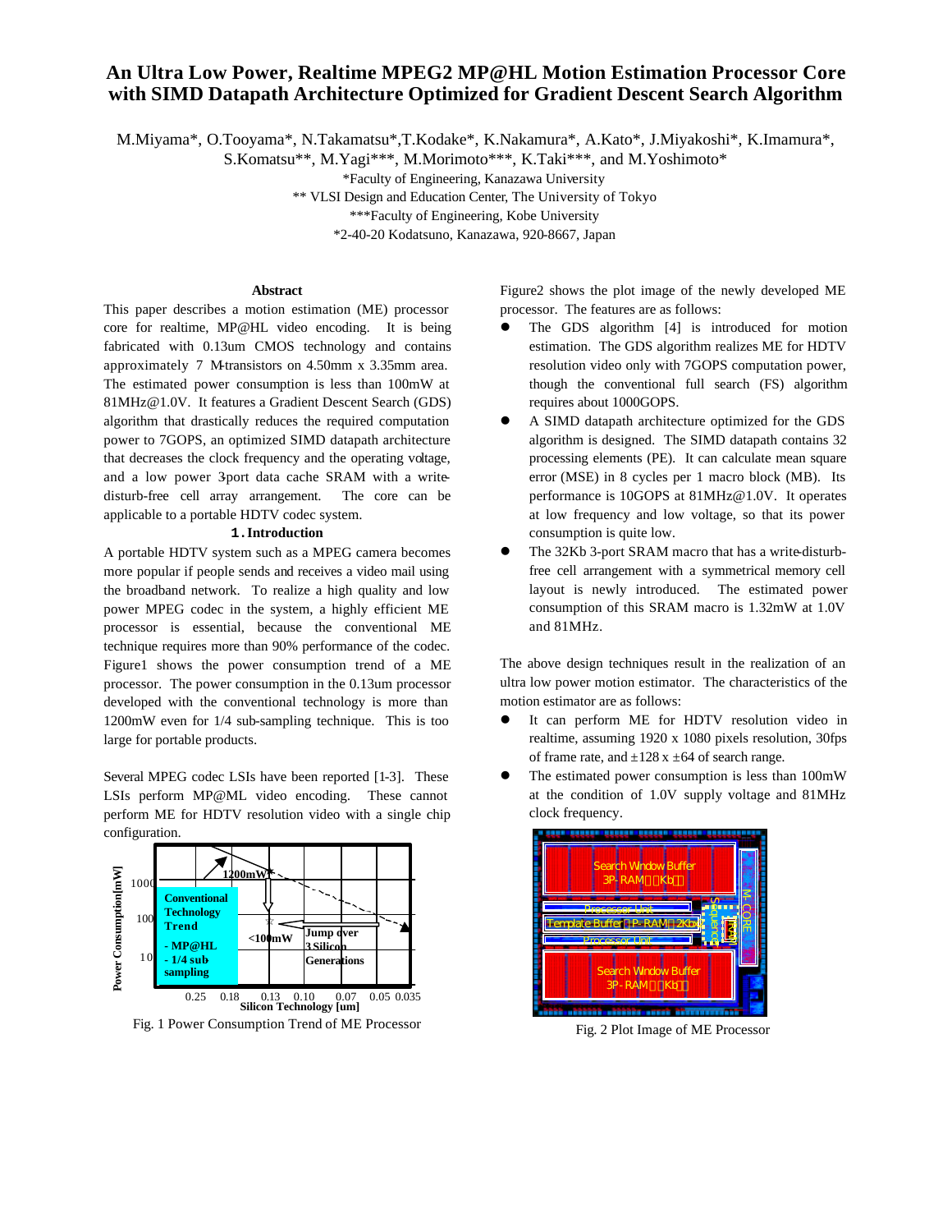# An Ultra Low Power, Realtime MPEG2 MP@HL Motion Estimation Processor Core with SIMD Datapath Architecture Optimized for Gradient Descent Search Algorithm

M.Miyama*, O.Tooyama*, N.Takamatsu*,T.Kodake*, K.Nakamura*, A.Kato*, J.Miyakoshi*, K.Imamura*, S.Komatsu**, M.Yagi***, M.Morimoto***, K.Taki***, and M.Yoshimoto*

*Faculty of Engineering, Kanazawa University

** VLSI Design and Education Center, The University of Tokyo

***Faculty of Engineering, Kobe University

*2-40-20 Kodatsuno, Kanazawa, 920-8667, Japan

### Abstract

This paper describes a motion estimation (ME) processor core for realtime, MP@HL video encoding. It is being fabricated with 0.13um CMOS technology and contains approximately 7 M-transistors on 4.50mm x 3.35mm area. The estimated power consumption is less than 100mW at 81MHz@1.0V. It features a Gradient Descent Search (GDS) algorithm that drastically reduces the required computation power to 7GOPS, an optimized SIMD datapath architecture that decreases the clock frequency and the operating voltage, and a low power 3-port data cache SRAM with a write-disturb-free cell array arrangement. The core can be applicable to a portable HDTV codec system.

## 1. Introduction

A portable HDTV system such as a MPEG camera becomes more popular if people sends and receives a video mail using the broadband network. To realize a high quality and low power MPEG codec in the system, a highly efficient ME processor is essential, because the conventional ME technique requires more than 90% performance of the codec. Figure1 shows the power consumption trend of a ME processor. The power consumption in the 0.13um processor developed with the conventional technology is more than 1200mW even for 1/4 sub-sampling technique. This is too large for portable products.

Several MPEG codec LSIs have been reported [1-3]. These LSIs perform MP@ML video encoding. These cannot perform ME for HDTV resolution video with a single chip configuration.

Fig. 1 Power Consumption Trend of ME Processor

Figure2 shows the plot image of the newly developed ME processor. The features are as follows:

- The GDS algorithm [4] is introduced for motion estimation. The GDS algorithm realizes ME for HDTV resolution video only with 7GOPS computation power, though the conventional full search (FS) algorithm requires about 1000GOPS.
- A SIMD datapath architecture optimized for the GDS algorithm is designed. The SIMD datapath contains 32 processing elements (PE). It can calculate mean square error (MSE) in 8 cycles per 1 macro block (MB). Its performance is 10GOPS at 81MHz@1.0V. It operates at low frequency and low voltage, so that its power consumption is quite low.
- The 32Kb 3-port SRAM macro that has a write-disturb-free cell arrangement with a symmetrical memory cell layout is newly introduced. The estimated power consumption of this SRAM macro is 1.32mW at 1.0V and 81MHz.

The above design techniques result in the realization of an ultra low power motion estimator. The characteristics of the motion estimator are as follows:

- It can perform ME for HDTV resolution video in realtime, assuming 1920 x 1080 pixels resolution, 30fps of frame rate, and ±128 x ±64 of search range.
- The estimated power consumption is less than 100mW at the condition of 1.0V supply voltage and 81MHz clock frequency.

Fig. 2 Plot Image of ME Processor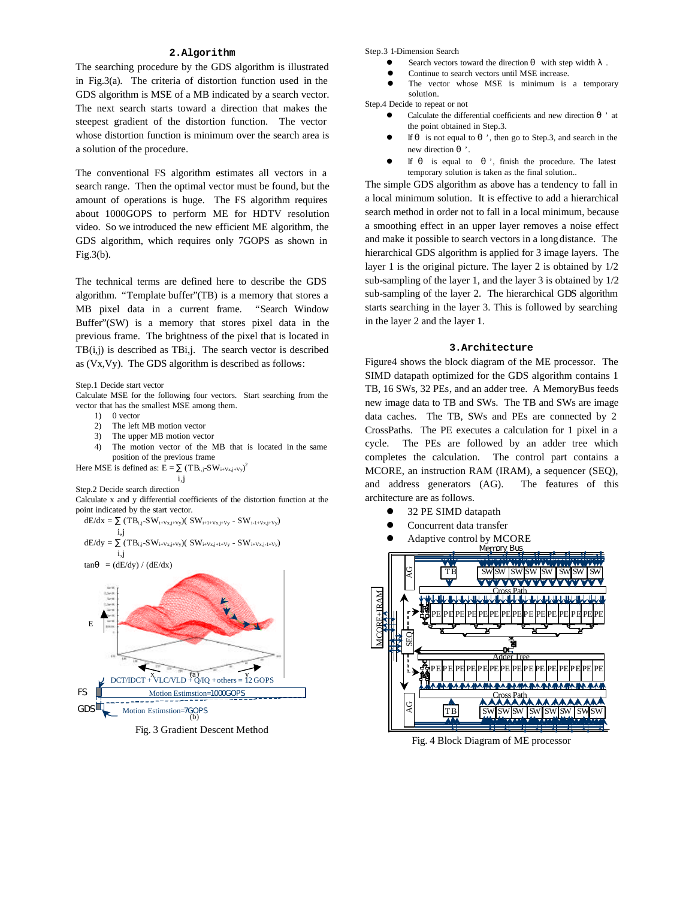## 2. Algorithm

The searching procedure by the GDS algorithm is illustrated in Fig.3(a). The criteria of distortion function used in the GDS algorithm is MSE of a MB indicated by a search vector. The next search starts toward a direction that makes the steepest gradient of the distortion function. The vector whose distortion function is minimum over the search area is a solution of the procedure.

The conventional FS algorithm estimates all vectors in a search range. Then the optimal vector must be found, but the amount of operations is huge. The FS algorithm requires about 1000GOPS to perform ME for HDTV resolution video. So we introduced the new efficient ME algorithm, the GDS algorithm, which requires only 7GOPS as shown in Fig.3(b).

The technical terms are defined here to describe the GDS algorithm. "Template buffer"(TB) is a memory that stores a MB pixel data in a current frame. "Search Window Buffer"(SW) is a memory that stores pixel data in the previous frame. The brightness of the pixel that is located in TB(i,j) is described as $TB_{i,j}$. The search vector is described as (Vx,Vy). The GDS algorithm is described as follows:

Step.1 Decide start vector

Calculate MSE for the following four vectors. Start searching from the vector that has the smallest MSE among them.

1) 0 vector
2) The left MB motion vector
3) The upper MB motion vector
4) The motion vector of the MB that is located in the same position of the previous frame

Here MSE is defined as: $E = \sum_{i,j} (TB_{i,j} - SW_{i+Vx,j+Vy})^2$

Step.2 Decide search direction

Calculate x and y differential coefficients of the distortion function at the point indicated by the start vector.

$$dE/dx = \sum_{i,j} (TB_{i,j} - SW_{i+Vx,j+Vy})(SW_{i+1+Vx,j+Vy} - SW_{i-1+Vx,j+Vy})$$

$$dE/dy = \sum_{i,j} (TB_{i,j} - SW_{i+Vx,j+Vy})(SW_{i+Vx,j+1+Vy} - SW_{i+Vx,j-1+Vy})$$

$$\tan\theta = (dE/dy) / (dE/dx)$$

FS: DCT/IDCT + VLC/VLD + Q/IQ + others = 12 GOPS; Motion Estimstion=1000GOPS (a)

GDS: Motion Estimstion=7GOPS (b)

Fig. 3 Gradient Descent Method

Step.3 1-Dimension Search

- Search vectors toward the direction θ with step width λ.
- Continue to search vectors until MSE increase.
- The vector whose MSE is minimum is a temporary solution.

Step.4 Decide to repeat or not

- Calculate the differential coefficients and new direction θ' at the point obtained in Step.3.
- If θ is not equal to θ', then go to Step.3, and search in the new direction θ'.
- If θ is equal to θ', finish the procedure. The latest temporary solution is taken as the final solution..

The simple GDS algorithm as above has a tendency to fall in a local minimum solution. It is effective to add a hierarchical search method in order not to fall in a local minimum, because a smoothing effect in an upper layer removes a noise effect and make it possible to search vectors in a long distance. The hierarchical GDS algorithm is applied for 3 image layers. The layer 1 is the original picture. The layer 2 is obtained by 1/2 sub-sampling of the layer 1, and the layer 3 is obtained by 1/2 sub-sampling of the layer 2. The hierarchical GDS algorithm starts searching in the layer 3. This is followed by searching in the layer 2 and the layer 1.

## 3. Architecture

Figure4 shows the block diagram of the ME processor. The SIMD datapath optimized for the GDS algorithm contains 1 TB, 16 SWs, 32 PEs, and an adder tree. A MemoryBus feeds new image data to TB and SWs. The TB and SWs are image data caches. The TB, SWs and PEs are connected by 2 CrossPaths. The PE executes a calculation for 1 pixel in a cycle. The PEs are followed by an adder tree which completes the calculation. The control part contains a MCORE, an instruction RAM (IRAM), a sequencer (SEQ), and address generators (AG). The features of this architecture are as follows.

- 32 PE SIMD datapath
- Concurrent data transfer
- Adaptive control by MCORE

Fig. 4 Block Diagram of ME processor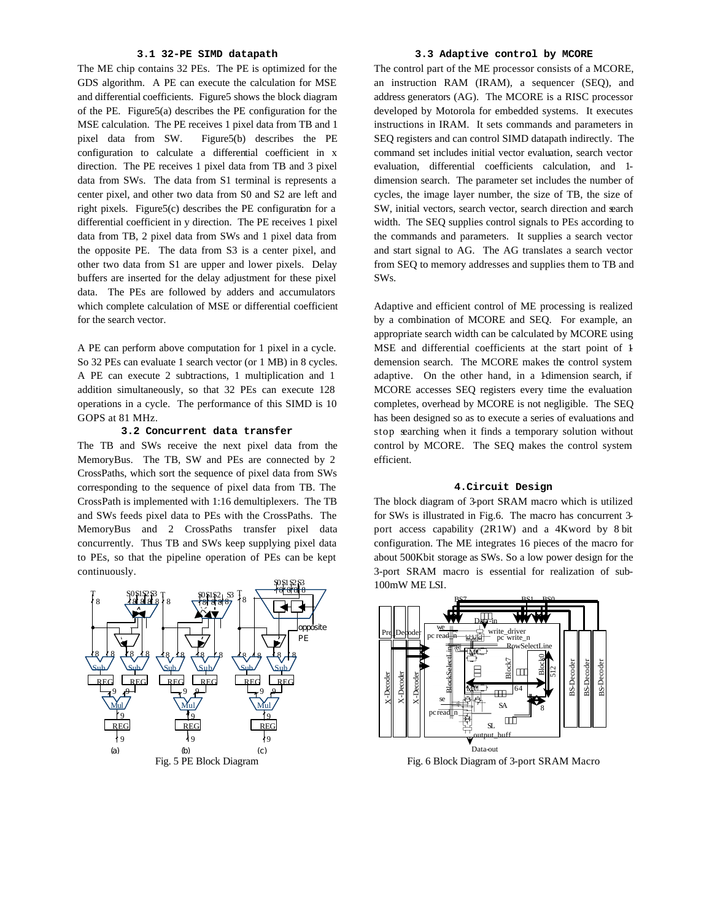### 3.1 32-PE SIMD datapath

The ME chip contains 32 PEs. The PE is optimized for the GDS algorithm. A PE can execute the calculation for MSE and differential coefficients. Figure5 shows the block diagram of the PE. Figure5(a) describes the PE configuration for the MSE calculation. The PE receives 1 pixel data from TB and 1 pixel data from SW. Figure5(b) describes the PE configuration to calculate a differential coefficient in x direction. The PE receives 1 pixel data from TB and 3 pixel data from SWs. The data from S1 terminal is represents a center pixel, and other two data from S0 and S2 are left and right pixels. Figure5(c) describes the PE configuration for a differential coefficient in y direction. The PE receives 1 pixel data from TB, 2 pixel data from SWs and 1 pixel data from the opposite PE. The data from S3 is a center pixel, and other two data from S1 are upper and lower pixels. Delay buffers are inserted for the delay adjustment for these pixel data. The PEs are followed by adders and accumulators which complete calculation of MSE or differential coefficient for the search vector.

A PE can perform above computation for 1 pixel in a cycle. So 32 PEs can evaluate 1 search vector (or 1 MB) in 8 cycles. A PE can execute 2 subtractions, 1 multiplication and 1 addition simultaneously, so that 32 PEs can execute 128 operations in a cycle. The performance of this SIMD is 10 GOPS at 81 MHz.

### 3.2 Concurrent data transfer

The TB and SWs receive the next pixel data from the MemoryBus. The TB, SW and PEs are connected by 2 CrossPaths, which sort the sequence of pixel data from SWs corresponding to the sequence of pixel data from TB. The CrossPath is implemented with 1:16 demultiplexers. The TB and SWs feeds pixel data to PEs with the CrossPaths. The MemoryBus and 2 CrossPaths transfer pixel data concurrently. Thus TB and SWs keep supplying pixel data to PEs, so that the pipeline operation of PEs can be kept continuously.

Fig. 5 PE Block Diagram

### 3.3 Adaptive control by MCORE

The control part of the ME processor consists of a MCORE, an instruction RAM (IRAM), a sequencer (SEQ), and address generators (AG). The MCORE is a RISC processor developed by Motorola for embedded systems. It executes instructions in IRAM. It sets commands and parameters in SEQ registers and can control SIMD datapath indirectly. The command set includes initial vector evaluation, search vector evaluation, differential coefficients calculation, and 1-dimension search. The parameter set includes the number of cycles, the image layer number, the size of TB, the size of SW, initial vectors, search vector, search direction and search width. The SEQ supplies control signals to PEs according to the commands and parameters. It supplies a search vector and start signal to AG. The AG translates a search vector from SEQ to memory addresses and supplies them to TB and SWs.

Adaptive and efficient control of ME processing is realized by a combination of MCORE and SEQ. For example, an appropriate search width can be calculated by MCORE using MSE and differential coefficients at the start point of 1-demension search. The MCORE makes the control system adaptive. On the other hand, in a 1-dimension search, if MCORE accesses SEQ registers every time the evaluation completes, overhead by MCORE is not negligible. The SEQ has been designed so as to execute a series of evaluations and stop searching when it finds a temporary solution without control by MCORE. The SEQ makes the control system efficient.

### 4.Circuit Design

The block diagram of 3-port SRAM macro which is utilized for SWs is illustrated in Fig.6. The macro has concurrent 3-port access capability (2R1W) and a 4Kword by 8 bit configuration. The ME integrates 16 pieces of the macro for about 500Kbit storage as SWs. So a low power design for the 3-port SRAM macro is essential for realization of sub-100mW ME LSI.

Fig. 6 Block Diagram of 3-port SRAM Macro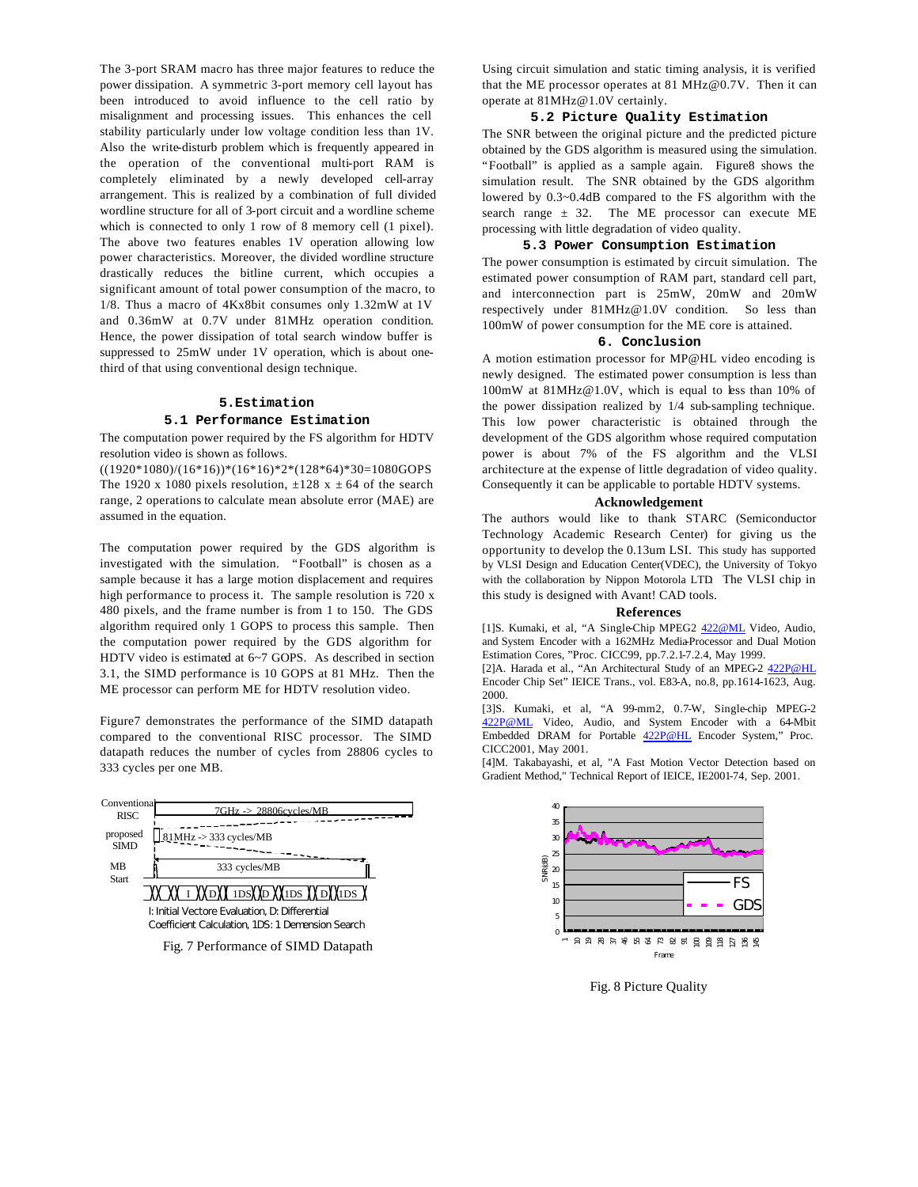The 3-port SRAM macro has three major features to reduce the power dissipation. A symmetric 3-port memory cell layout has been introduced to avoid influence to the cell ratio by misalignment and processing issues. This enhances the cell stability particularly under low voltage condition less than 1V. Also the write-disturb problem which is frequently appeared in the operation of the conventional multi-port RAM is completely eliminated by a newly developed cell-array arrangement. This is realized by a combination of full divided wordline structure for all of 3-port circuit and a wordline scheme which is connected to only 1 row of 8 memory cell (1 pixel). The above two features enables 1V operation allowing low power characteristics. Moreover, the divided wordline structure drastically reduces the bitline current, which occupies a significant amount of total power consumption of the macro, to 1/8. Thus a macro of 4Kx8bit consumes only 1.32mW at 1V and 0.36mW at 0.7V under 81MHz operation condition. Hence, the power dissipation of total search window buffer is suppressed to 25mW under 1V operation, which is about one-third of that using conventional design technique.

# 5.Estimation

## 5.1 Performance Estimation

The computation power required by the FS algorithm for HDTV resolution video is shown as follows.

((1920*1080)/(16*16))*(16*16)*2*(128*64)*30=1080GOPS

The 1920 x 1080 pixels resolution, $\pm 128 \times \pm 64$ of the search range, 2 operations to calculate mean absolute error (MAE) are assumed in the equation.

The computation power required by the GDS algorithm is investigated with the simulation. "Football" is chosen as a sample because it has a large motion displacement and requires high performance to process it. The sample resolution is 720 x 480 pixels, and the frame number is from 1 to 150. The GDS algorithm required only 1 GOPS to process this sample. Then the computation power required by the GDS algorithm for HDTV video is estimated at 6~7 GOPS. As described in section 3.1, the SIMD performance is 10 GOPS at 81 MHz. Then the ME processor can perform ME for HDTV resolution video.

Figure7 demonstrates the performance of the SIMD datapath compared to the conventional RISC processor. The SIMD datapath reduces the number of cycles from 28806 cycles to 333 cycles per one MB.

Conventional RISC

7GHz -> 28806cycles/MB

proposed SIMD

81MHz -> 333 cycles/MB

MB Start

333 cycles/MB

I D 1DS D 1DS D 1DS

I: Initial Vectore Evaluation, D: Differential Coefficient Calculation, 1DS: 1 Demension Search

Fig. 7 Performance of SIMD Datapath

Using circuit simulation and static timing analysis, it is verified that the ME processor operates at 81 MHz@0.7V. Then it can operate at 81MHz@1.0V certainly.

## 5.2 Picture Quality Estimation

The SNR between the original picture and the predicted picture obtained by the GDS algorithm is measured using the simulation. "Football" is applied as a sample again. Figure8 shows the simulation result. The SNR obtained by the GDS algorithm lowered by 0.3~0.4dB compared to the FS algorithm with the search range $\pm$ 32. The ME processor can execute ME processing with little degradation of video quality.

## 5.3 Power Consumption Estimation

The power consumption is estimated by circuit simulation. The estimated power consumption of RAM part, standard cell part, and interconnection part is 25mW, 20mW and 20mW respectively under 81MHz@1.0V condition. So less than 100mW of power consumption for the ME core is attained.

# 6. Conclusion

A motion estimation processor for MP@HL video encoding is newly designed. The estimated power consumption is less than 100mW at 81MHz@1.0V, which is equal to less than 10% of the power dissipation realized by 1/4 sub-sampling technique. This low power characteristic is obtained through the development of the GDS algorithm whose required computation power is about 7% of the FS algorithm and the VLSI architecture at the expense of little degradation of video quality. Consequently it can be applicable to portable HDTV systems.

# Acknowledgement

The authors would like to thank STARC (Semiconductor Technology Academic Research Center) for giving us the opportunity to develop the 0.13um LSI. This study has supported by VLSI Design and Education Center(VDEC), the University of Tokyo with the collaboration by Nippon Motorola LTD. The VLSI chip in this study is designed with Avant! CAD tools.

# References

[1]S. Kumaki, et al, "A Single-Chip MPEG2 422@ML Video, Audio, and System Encoder with a 162MHz Media-Processor and Dual Motion Estimation Cores, "Proc. CICC99, pp.7.2.1-7.2.4, May 1999.

[2]A. Harada et al., "An Architectural Study of an MPEG-2 422P@HL Encoder Chip Set" IEICE Trans., vol. E83-A, no.8, pp.1614-1623, Aug. 2000.

[3]S. Kumaki, et al, "A 99-mm2, 0.7-W, Single-chip MPEG-2 422P@ML Video, Audio, and System Encoder with a 64-Mbit Embedded DRAM for Portable 422P@HL Encoder System," Proc. CICC2001, May 2001.

[4]M. Takabayashi, et al, "A Fast Motion Vector Detection based on Gradient Method," Technical Report of IEICE, IE2001-74, Sep. 2001.

SNR(dB)

0
5
10
15
20
25
30
35
40

Frame

1 10 19 28 37 46 55 64 73 82 91 100 109 118 127 136 145

FS

GDS

Fig. 8 Picture Quality